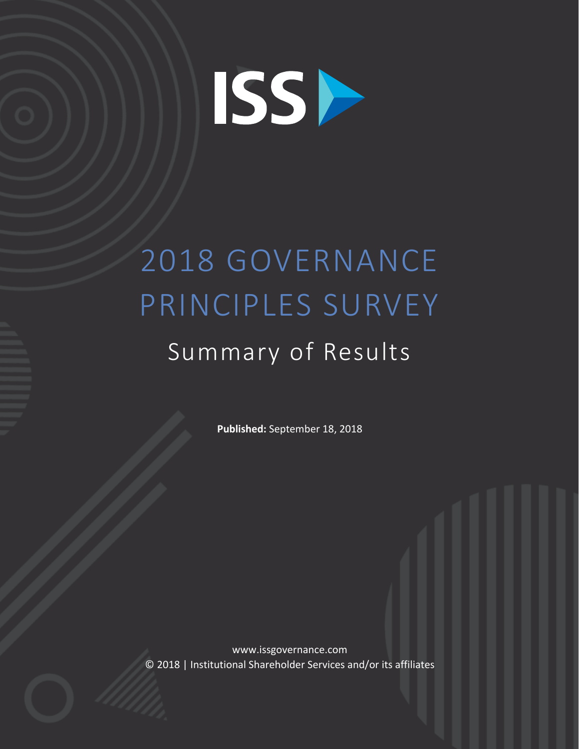ISS

# 2018 GOVERNANCE PRINCIPLES SURVEY

## Summary of Results

**Published:** September 18, 2018

www.issgovernance.com
© 2018 | Institutional Shareholder Services and/or its affiliates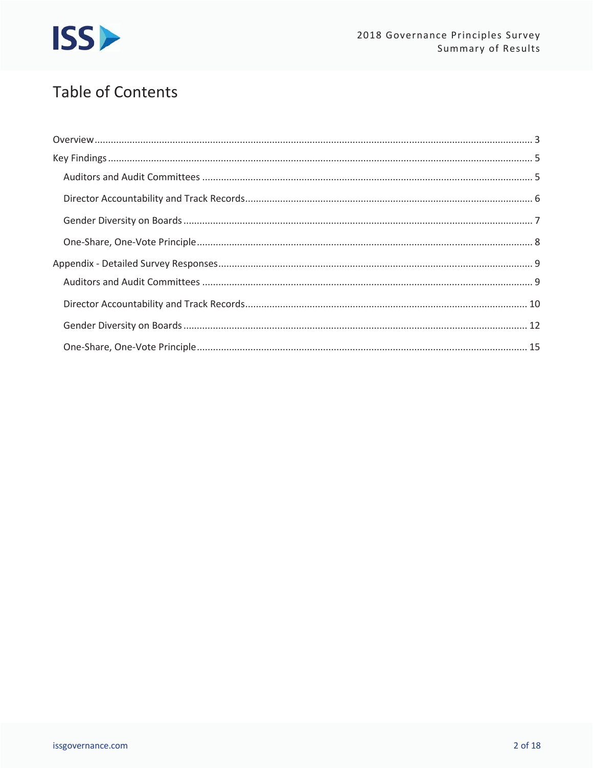# Table of Contents

Overview ........................................................................................................................................... 3

Key Findings ...................................................................................................................................... 5

- Auditors and Audit Committees ........................................................................................................ 5
- Director Accountability and Track Records ....................................................................................... 6
- Gender Diversity on Boards .............................................................................................................. 7
- One-Share, One-Vote Principle ......................................................................................................... 8

Appendix - Detailed Survey Responses ................................................................................................ 9

- Auditors and Audit Committees ........................................................................................................ 9
- Director Accountability and Track Records ..................................................................................... 10
- Gender Diversity on Boards ............................................................................................................ 12
- One-Share, One-Vote Principle ....................................................................................................... 15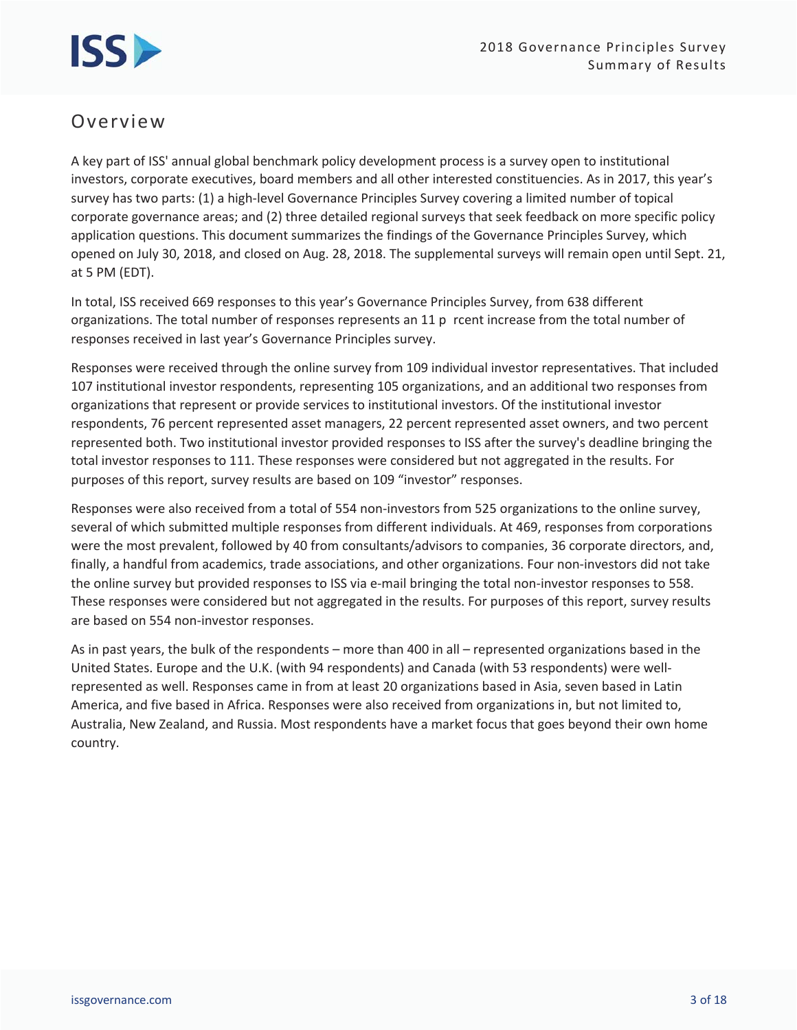## Overview

A key part of ISS' annual global benchmark policy development process is a survey open to institutional investors, corporate executives, board members and all other interested constituencies. As in 2017, this year's survey has two parts: (1) a high-level Governance Principles Survey covering a limited number of topical corporate governance areas; and (2) three detailed regional surveys that seek feedback on more specific policy application questions. This document summarizes the findings of the Governance Principles Survey, which opened on July 30, 2018, and closed on Aug. 28, 2018. The supplemental surveys will remain open until Sept. 21, at 5 PM (EDT).

In total, ISS received 669 responses to this year's Governance Principles Survey, from 638 different organizations. The total number of responses represents an 11 p rcent increase from the total number of responses received in last year's Governance Principles survey.

Responses were received through the online survey from 109 individual investor representatives. That included 107 institutional investor respondents, representing 105 organizations, and an additional two responses from organizations that represent or provide services to institutional investors. Of the institutional investor respondents, 76 percent represented asset managers, 22 percent represented asset owners, and two percent represented both. Two institutional investor provided responses to ISS after the survey's deadline bringing the total investor responses to 111. These responses were considered but not aggregated in the results. For purposes of this report, survey results are based on 109 "investor" responses.

Responses were also received from a total of 554 non-investors from 525 organizations to the online survey, several of which submitted multiple responses from different individuals. At 469, responses from corporations were the most prevalent, followed by 40 from consultants/advisors to companies, 36 corporate directors, and, finally, a handful from academics, trade associations, and other organizations. Four non-investors did not take the online survey but provided responses to ISS via e-mail bringing the total non-investor responses to 558. These responses were considered but not aggregated in the results. For purposes of this report, survey results are based on 554 non-investor responses.

As in past years, the bulk of the respondents – more than 400 in all – represented organizations based in the United States. Europe and the U.K. (with 94 respondents) and Canada (with 53 respondents) were well-represented as well. Responses came in from at least 20 organizations based in Asia, seven based in Latin America, and five based in Africa. Responses were also received from organizations in, but not limited to, Australia, New Zealand, and Russia. Most respondents have a market focus that goes beyond their own home country.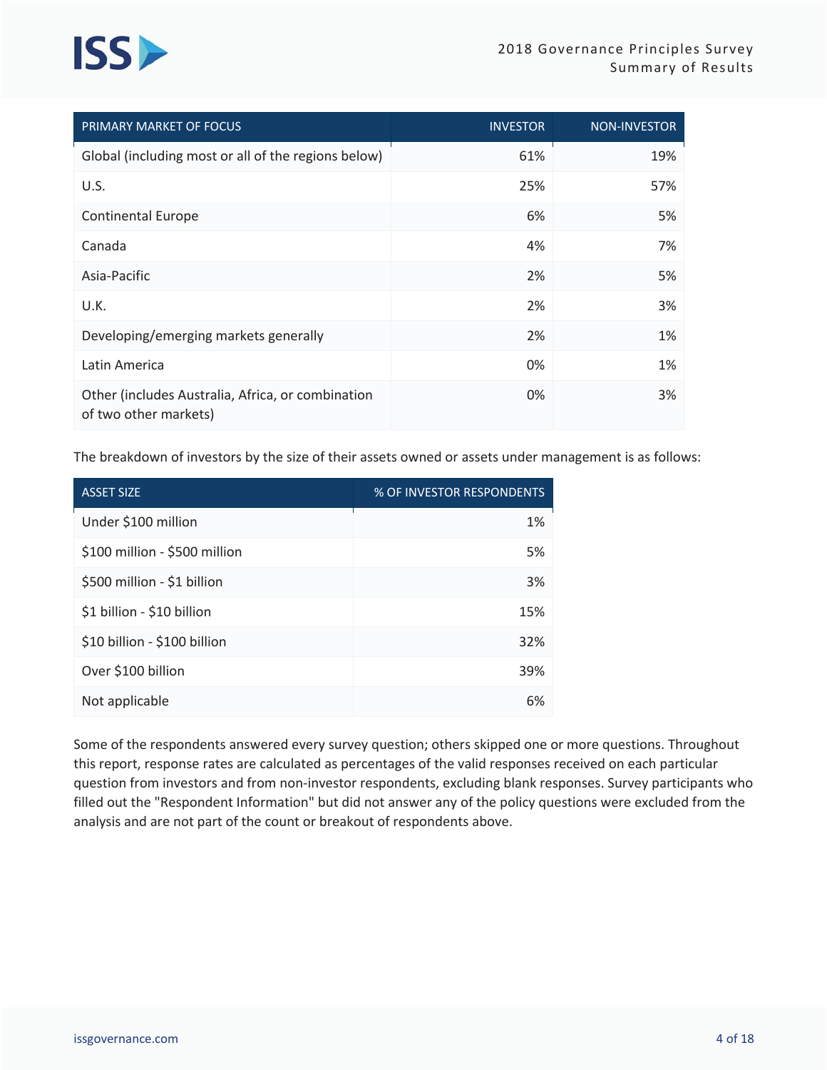| PRIMARY MARKET OF FOCUS | INVESTOR | NON-INVESTOR |
|---|---|---|
| Global (including most or all of the regions below) | 61% | 19% |
| U.S. | 25% | 57% |
| Continental Europe | 6% | 5% |
| Canada | 4% | 7% |
| Asia-Pacific | 2% | 5% |
| U.K. | 2% | 3% |
| Developing/emerging markets generally | 2% | 1% |
| Latin America | 0% | 1% |
| Other (includes Australia, Africa, or combination of two other markets) | 0% | 3% |

The breakdown of investors by the size of their assets owned or assets under management is as follows:

| ASSET SIZE | % OF INVESTOR RESPONDENTS |
|---|---|
| Under $100 million | 1% |
| $100 million - $500 million | 5% |
| $500 million - $1 billion | 3% |
| $1 billion - $10 billion | 15% |
| $10 billion - $100 billion | 32% |
| Over $100 billion | 39% |
| Not applicable | 6% |

Some of the respondents answered every survey question; others skipped one or more questions. Throughout this report, response rates are calculated as percentages of the valid responses received on each particular question from investors and from non-investor respondents, excluding blank responses. Survey participants who filled out the "Respondent Information" but did not answer any of the policy questions were excluded from the analysis and are not part of the count or breakout of respondents above.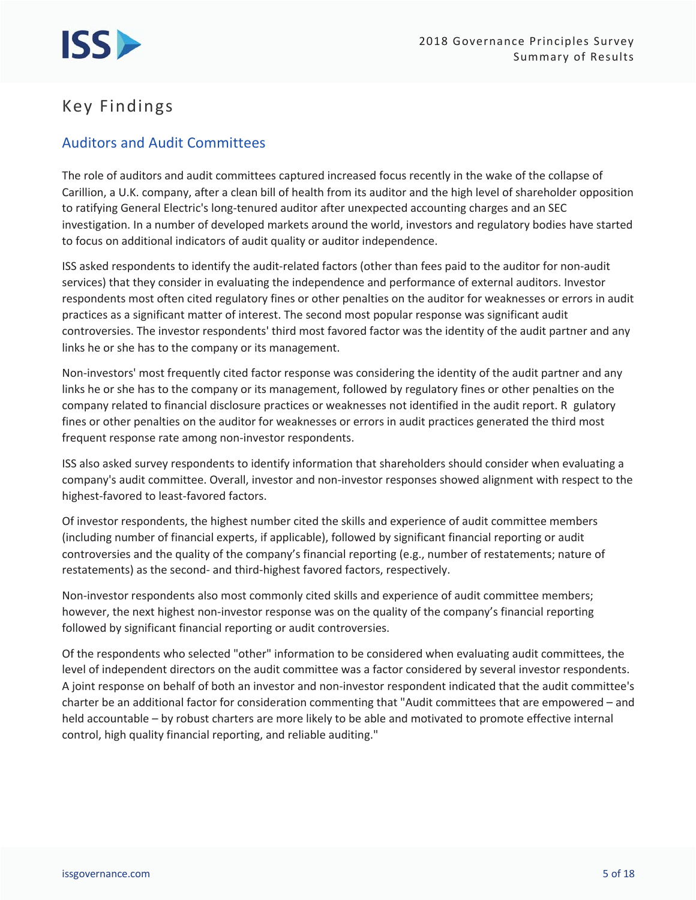# Key Findings

## Auditors and Audit Committees

The role of auditors and audit committees captured increased focus recently in the wake of the collapse of Carillion, a U.K. company, after a clean bill of health from its auditor and the high level of shareholder opposition to ratifying General Electric's long-tenured auditor after unexpected accounting charges and an SEC investigation. In a number of developed markets around the world, investors and regulatory bodies have started to focus on additional indicators of audit quality or auditor independence.

ISS asked respondents to identify the audit-related factors (other than fees paid to the auditor for non-audit services) that they consider in evaluating the independence and performance of external auditors. Investor respondents most often cited regulatory fines or other penalties on the auditor for weaknesses or errors in audit practices as a significant matter of interest. The second most popular response was significant audit controversies. The investor respondents' third most favored factor was the identity of the audit partner and any links he or she has to the company or its management.

Non-investors' most frequently cited factor response was considering the identity of the audit partner and any links he or she has to the company or its management, followed by regulatory fines or other penalties on the company related to financial disclosure practices or weaknesses not identified in the audit report. R gulatory fines or other penalties on the auditor for weaknesses or errors in audit practices generated the third most frequent response rate among non-investor respondents.

ISS also asked survey respondents to identify information that shareholders should consider when evaluating a company's audit committee. Overall, investor and non-investor responses showed alignment with respect to the highest-favored to least-favored factors.

Of investor respondents, the highest number cited the skills and experience of audit committee members (including number of financial experts, if applicable), followed by significant financial reporting or audit controversies and the quality of the company's financial reporting (e.g., number of restatements; nature of restatements) as the second- and third-highest favored factors, respectively.

Non-investor respondents also most commonly cited skills and experience of audit committee members; however, the next highest non-investor response was on the quality of the company's financial reporting followed by significant financial reporting or audit controversies.

Of the respondents who selected "other" information to be considered when evaluating audit committees, the level of independent directors on the audit committee was a factor considered by several investor respondents. A joint response on behalf of both an investor and non-investor respondent indicated that the audit committee's charter be an additional factor for consideration commenting that "Audit committees that are empowered – and held accountable – by robust charters are more likely to be able and motivated to promote effective internal control, high quality financial reporting, and reliable auditing."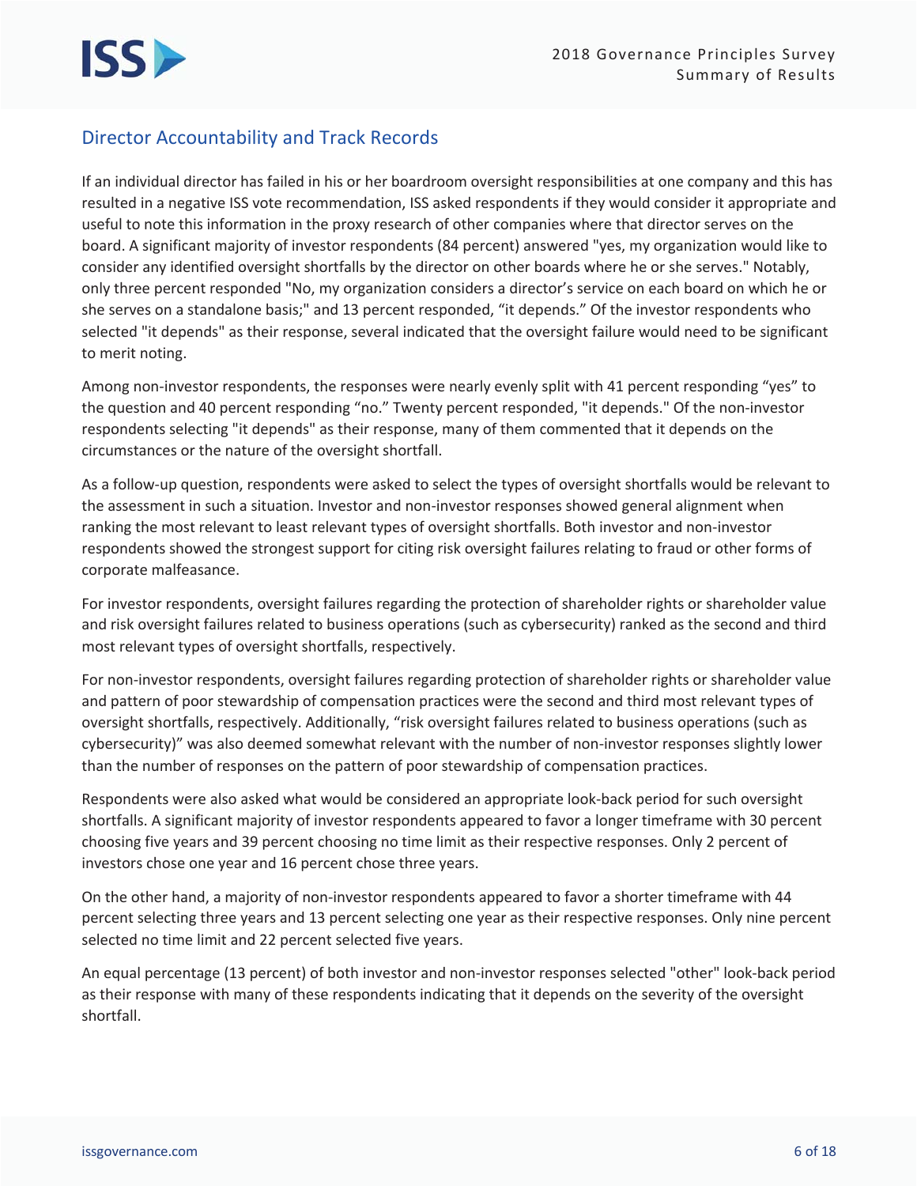## Director Accountability and Track Records

If an individual director has failed in his or her boardroom oversight responsibilities at one company and this has resulted in a negative ISS vote recommendation, ISS asked respondents if they would consider it appropriate and useful to note this information in the proxy research of other companies where that director serves on the board. A significant majority of investor respondents (84 percent) answered "yes, my organization would like to consider any identified oversight shortfalls by the director on other boards where he or she serves." Notably, only three percent responded "No, my organization considers a director's service on each board on which he or she serves on a standalone basis;" and 13 percent responded, "it depends." Of the investor respondents who selected "it depends" as their response, several indicated that the oversight failure would need to be significant to merit noting.

Among non-investor respondents, the responses were nearly evenly split with 41 percent responding "yes" to the question and 40 percent responding "no." Twenty percent responded, "it depends." Of the non-investor respondents selecting "it depends" as their response, many of them commented that it depends on the circumstances or the nature of the oversight shortfall.

As a follow-up question, respondents were asked to select the types of oversight shortfalls would be relevant to the assessment in such a situation. Investor and non-investor responses showed general alignment when ranking the most relevant to least relevant types of oversight shortfalls. Both investor and non-investor respondents showed the strongest support for citing risk oversight failures relating to fraud or other forms of corporate malfeasance.

For investor respondents, oversight failures regarding the protection of shareholder rights or shareholder value and risk oversight failures related to business operations (such as cybersecurity) ranked as the second and third most relevant types of oversight shortfalls, respectively.

For non-investor respondents, oversight failures regarding protection of shareholder rights or shareholder value and pattern of poor stewardship of compensation practices were the second and third most relevant types of oversight shortfalls, respectively. Additionally, "risk oversight failures related to business operations (such as cybersecurity)" was also deemed somewhat relevant with the number of non-investor responses slightly lower than the number of responses on the pattern of poor stewardship of compensation practices.

Respondents were also asked what would be considered an appropriate look-back period for such oversight shortfalls. A significant majority of investor respondents appeared to favor a longer timeframe with 30 percent choosing five years and 39 percent choosing no time limit as their respective responses. Only 2 percent of investors chose one year and 16 percent chose three years.

On the other hand, a majority of non-investor respondents appeared to favor a shorter timeframe with 44 percent selecting three years and 13 percent selecting one year as their respective responses. Only nine percent selected no time limit and 22 percent selected five years.

An equal percentage (13 percent) of both investor and non-investor responses selected "other" look-back period as their response with many of these respondents indicating that it depends on the severity of the oversight shortfall.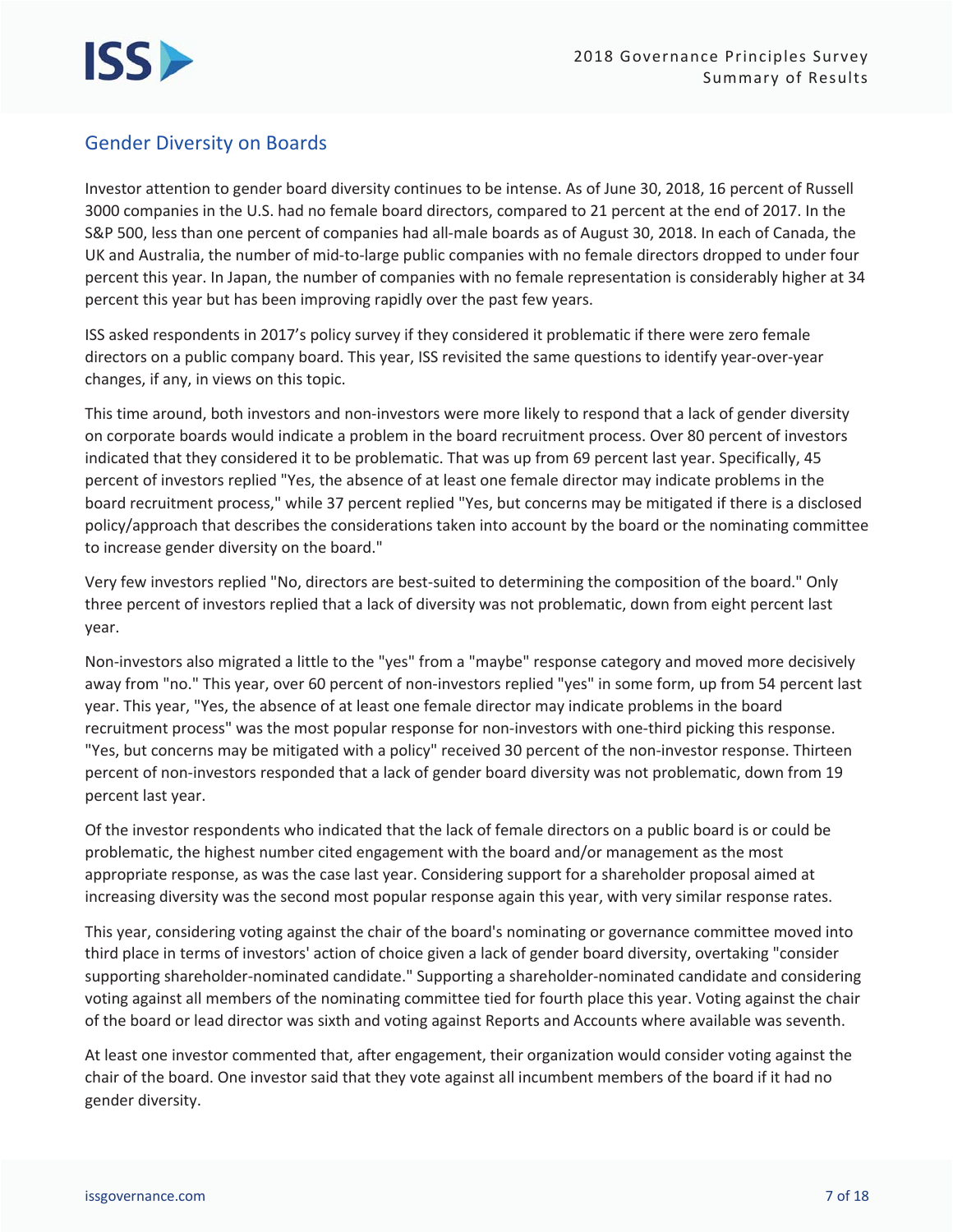## Gender Diversity on Boards

Investor attention to gender board diversity continues to be intense. As of June 30, 2018, 16 percent of Russell 3000 companies in the U.S. had no female board directors, compared to 21 percent at the end of 2017. In the S&P 500, less than one percent of companies had all-male boards as of August 30, 2018. In each of Canada, the UK and Australia, the number of mid-to-large public companies with no female directors dropped to under four percent this year. In Japan, the number of companies with no female representation is considerably higher at 34 percent this year but has been improving rapidly over the past few years.

ISS asked respondents in 2017's policy survey if they considered it problematic if there were zero female directors on a public company board. This year, ISS revisited the same questions to identify year-over-year changes, if any, in views on this topic.

This time around, both investors and non-investors were more likely to respond that a lack of gender diversity on corporate boards would indicate a problem in the board recruitment process. Over 80 percent of investors indicated that they considered it to be problematic. That was up from 69 percent last year. Specifically, 45 percent of investors replied "Yes, the absence of at least one female director may indicate problems in the board recruitment process," while 37 percent replied "Yes, but concerns may be mitigated if there is a disclosed policy/approach that describes the considerations taken into account by the board or the nominating committee to increase gender diversity on the board."

Very few investors replied "No, directors are best-suited to determining the composition of the board." Only three percent of investors replied that a lack of diversity was not problematic, down from eight percent last year.

Non-investors also migrated a little to the "yes" from a "maybe" response category and moved more decisively away from "no." This year, over 60 percent of non-investors replied "yes" in some form, up from 54 percent last year. This year, "Yes, the absence of at least one female director may indicate problems in the board recruitment process" was the most popular response for non-investors with one-third picking this response. "Yes, but concerns may be mitigated with a policy" received 30 percent of the non-investor response. Thirteen percent of non-investors responded that a lack of gender board diversity was not problematic, down from 19 percent last year.

Of the investor respondents who indicated that the lack of female directors on a public board is or could be problematic, the highest number cited engagement with the board and/or management as the most appropriate response, as was the case last year. Considering support for a shareholder proposal aimed at increasing diversity was the second most popular response again this year, with very similar response rates.

This year, considering voting against the chair of the board's nominating or governance committee moved into third place in terms of investors' action of choice given a lack of gender board diversity, overtaking "consider supporting shareholder-nominated candidate." Supporting a shareholder-nominated candidate and considering voting against all members of the nominating committee tied for fourth place this year. Voting against the chair of the board or lead director was sixth and voting against Reports and Accounts where available was seventh.

At least one investor commented that, after engagement, their organization would consider voting against the chair of the board. One investor said that they vote against all incumbent members of the board if it had no gender diversity.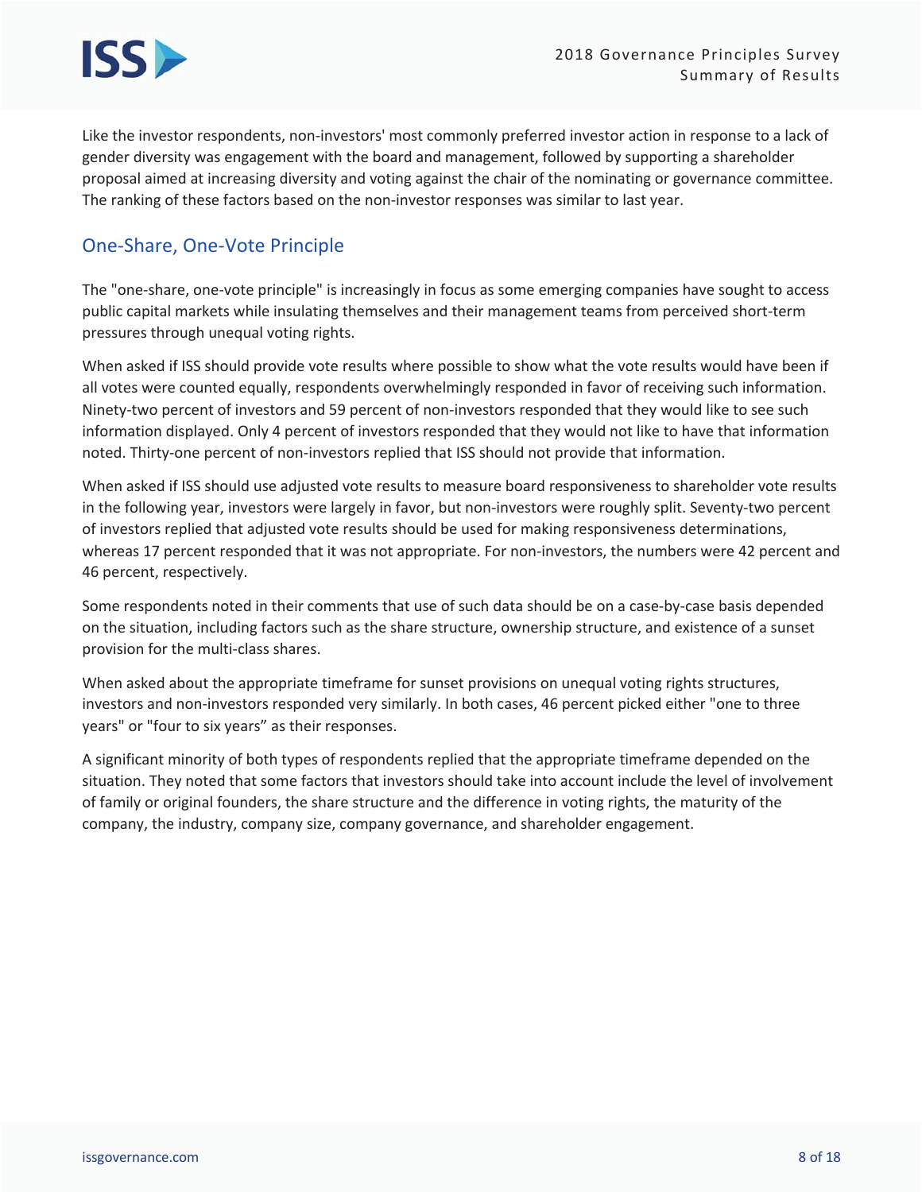Like the investor respondents, non-investors' most commonly preferred investor action in response to a lack of gender diversity was engagement with the board and management, followed by supporting a shareholder proposal aimed at increasing diversity and voting against the chair of the nominating or governance committee. The ranking of these factors based on the non-investor responses was similar to last year.

## One-Share, One-Vote Principle

The "one-share, one-vote principle" is increasingly in focus as some emerging companies have sought to access public capital markets while insulating themselves and their management teams from perceived short-term pressures through unequal voting rights.

When asked if ISS should provide vote results where possible to show what the vote results would have been if all votes were counted equally, respondents overwhelmingly responded in favor of receiving such information. Ninety-two percent of investors and 59 percent of non-investors responded that they would like to see such information displayed. Only 4 percent of investors responded that they would not like to have that information noted. Thirty-one percent of non-investors replied that ISS should not provide that information.

When asked if ISS should use adjusted vote results to measure board responsiveness to shareholder vote results in the following year, investors were largely in favor, but non-investors were roughly split. Seventy-two percent of investors replied that adjusted vote results should be used for making responsiveness determinations, whereas 17 percent responded that it was not appropriate. For non-investors, the numbers were 42 percent and 46 percent, respectively.

Some respondents noted in their comments that use of such data should be on a case-by-case basis depended on the situation, including factors such as the share structure, ownership structure, and existence of a sunset provision for the multi-class shares.

When asked about the appropriate timeframe for sunset provisions on unequal voting rights structures, investors and non-investors responded very similarly. In both cases, 46 percent picked either "one to three years" or "four to six years" as their responses.

A significant minority of both types of respondents replied that the appropriate timeframe depended on the situation. They noted that some factors that investors should take into account include the level of involvement of family or original founders, the share structure and the difference in voting rights, the maturity of the company, the industry, company size, company governance, and shareholder engagement.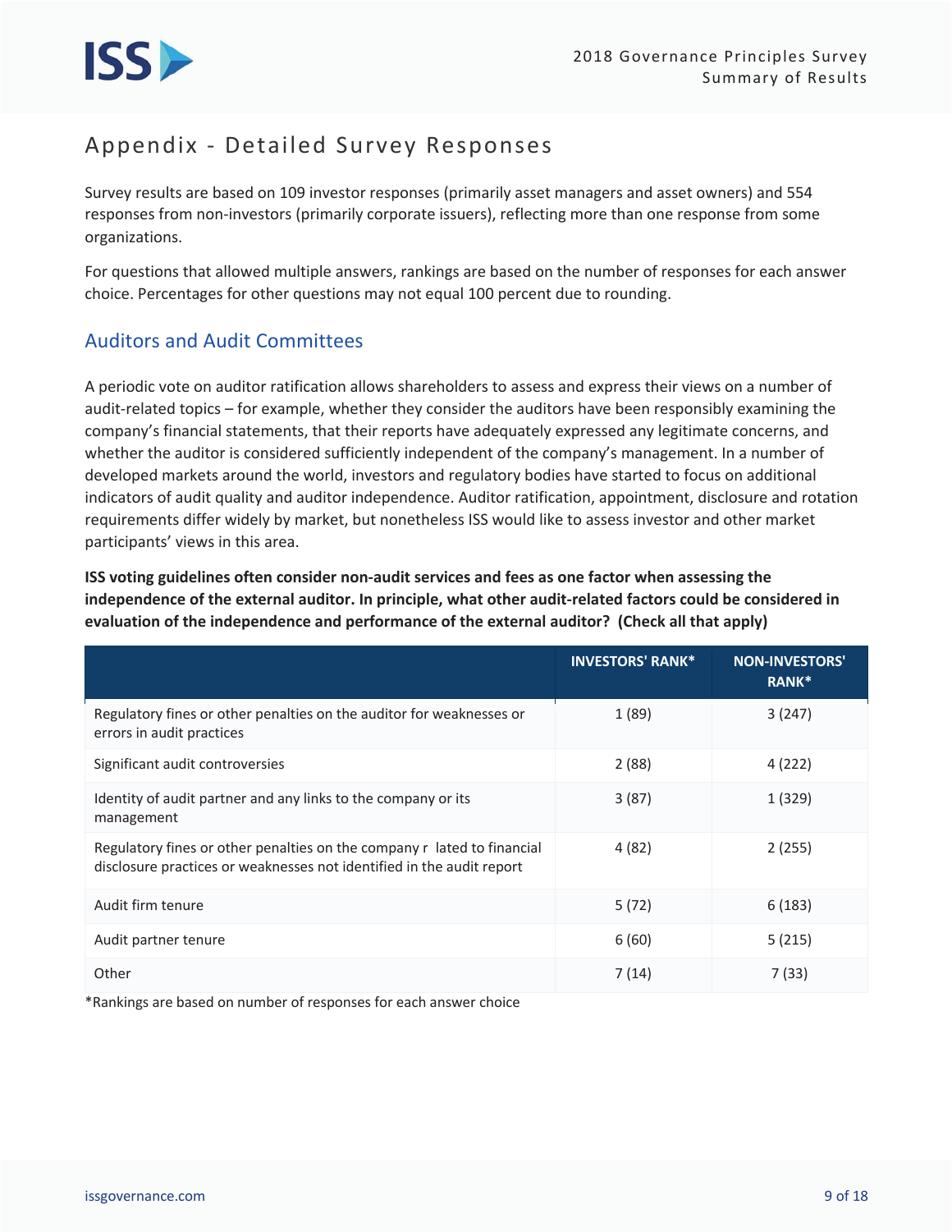# Appendix - Detailed Survey Responses

Survey results are based on 109 investor responses (primarily asset managers and asset owners) and 554 responses from non-investors (primarily corporate issuers), reflecting more than one response from some organizations.

For questions that allowed multiple answers, rankings are based on the number of responses for each answer choice. Percentages for other questions may not equal 100 percent due to rounding.

## Auditors and Audit Committees

A periodic vote on auditor ratification allows shareholders to assess and express their views on a number of audit-related topics – for example, whether they consider the auditors have been responsibly examining the company's financial statements, that their reports have adequately expressed any legitimate concerns, and whether the auditor is considered sufficiently independent of the company's management. In a number of developed markets around the world, investors and regulatory bodies have started to focus on additional indicators of audit quality and auditor independence. Auditor ratification, appointment, disclosure and rotation requirements differ widely by market, but nonetheless ISS would like to assess investor and other market participants' views in this area.

**ISS voting guidelines often consider non-audit services and fees as one factor when assessing the independence of the external auditor. In principle, what other audit-related factors could be considered in evaluation of the independence and performance of the external auditor? (Check all that apply)**

| | INVESTORS' RANK* | NON-INVESTORS' RANK* |
|---|---|---|
| Regulatory fines or other penalties on the auditor for weaknesses or errors in audit practices | 1 (89) | 3 (247) |
| Significant audit controversies | 2 (88) | 4 (222) |
| Identity of audit partner and any links to the company or its management | 3 (87) | 1 (329) |
| Regulatory fines or other penalties on the company r lated to financial disclosure practices or weaknesses not identified in the audit report | 4 (82) | 2 (255) |
| Audit firm tenure | 5 (72) | 6 (183) |
| Audit partner tenure | 6 (60) | 5 (215) |
| Other | 7 (14) | 7 (33) |

*Rankings are based on number of responses for each answer choice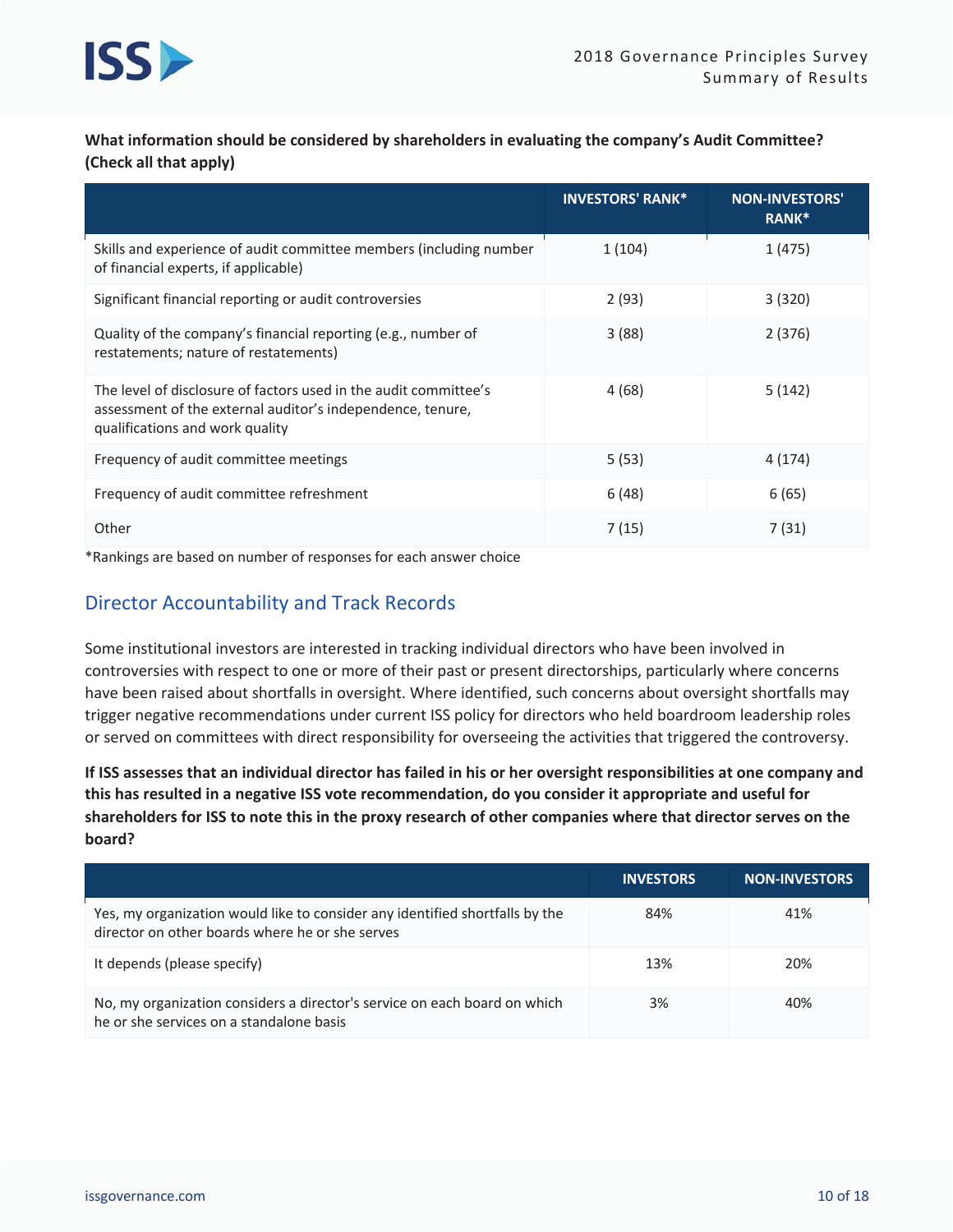**What information should be considered by shareholders in evaluating the company's Audit Committee? (Check all that apply)**

| | INVESTORS' RANK* | NON-INVESTORS' RANK* |
|---|---|---|
| Skills and experience of audit committee members (including number of financial experts, if applicable) | 1 (104) | 1 (475) |
| Significant financial reporting or audit controversies | 2 (93) | 3 (320) |
| Quality of the company's financial reporting (e.g., number of restatements; nature of restatements) | 3 (88) | 2 (376) |
| The level of disclosure of factors used in the audit committee's assessment of the external auditor's independence, tenure, qualifications and work quality | 4 (68) | 5 (142) |
| Frequency of audit committee meetings | 5 (53) | 4 (174) |
| Frequency of audit committee refreshment | 6 (48) | 6 (65) |
| Other | 7 (15) | 7 (31) |

*Rankings are based on number of responses for each answer choice

## Director Accountability and Track Records

Some institutional investors are interested in tracking individual directors who have been involved in controversies with respect to one or more of their past or present directorships, particularly where concerns have been raised about shortfalls in oversight. Where identified, such concerns about oversight shortfalls may trigger negative recommendations under current ISS policy for directors who held boardroom leadership roles or served on committees with direct responsibility for overseeing the activities that triggered the controversy.

**If ISS assesses that an individual director has failed in his or her oversight responsibilities at one company and this has resulted in a negative ISS vote recommendation, do you consider it appropriate and useful for shareholders for ISS to note this in the proxy research of other companies where that director serves on the board?**

| | INVESTORS | NON-INVESTORS |
|---|---|---|
| Yes, my organization would like to consider any identified shortfalls by the director on other boards where he or she serves | 84% | 41% |
| It depends (please specify) | 13% | 20% |
| No, my organization considers a director's service on each board on which he or she services on a standalone basis | 3% | 40% |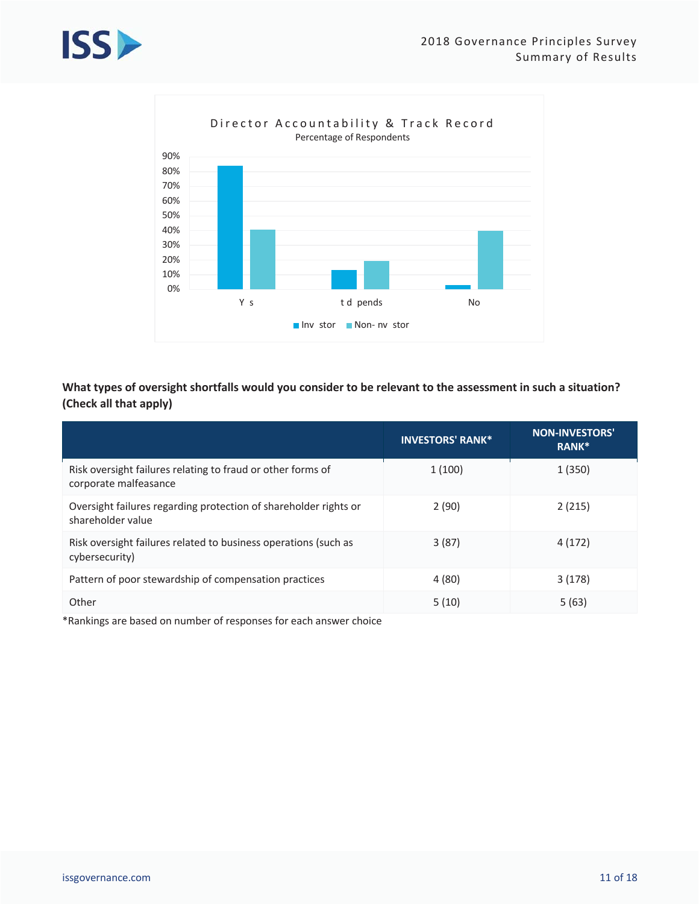Director Accountability & Track Record

Percentage of Respondents

| | Investor | Non-investor |
|---|---|---|
| Yes | ~84% | ~41% |
| It depends | ~13% | ~19% |
| No | ~3% | ~40% |

**What types of oversight shortfalls would you consider to be relevant to the assessment in such a situation? (Check all that apply)**

| | INVESTORS' RANK* | NON-INVESTORS' RANK* |
|---|---|---|
| Risk oversight failures relating to fraud or other forms of corporate malfeasance | 1 (100) | 1 (350) |
| Oversight failures regarding protection of shareholder rights or shareholder value | 2 (90) | 2 (215) |
| Risk oversight failures related to business operations (such as cybersecurity) | 3 (87) | 4 (172) |
| Pattern of poor stewardship of compensation practices | 4 (80) | 3 (178) |
| Other | 5 (10) | 5 (63) |

*Rankings are based on number of responses for each answer choice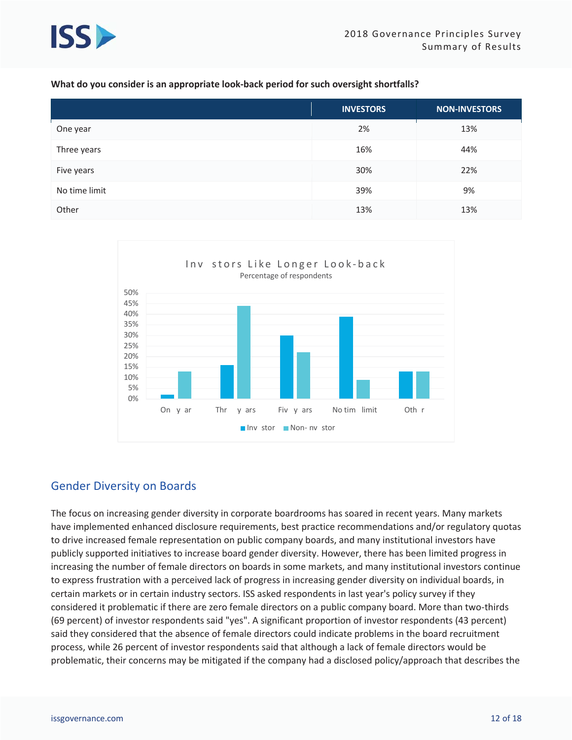**What do you consider is an appropriate look-back period for such oversight shortfalls?**

| | INVESTORS | NON-INVESTORS |
|---|---|---|
| One year | 2% | 13% |
| Three years | 16% | 44% |
| Five years | 30% | 22% |
| No time limit | 39% | 9% |
| Other | 13% | 13% |

## Gender Diversity on Boards

The focus on increasing gender diversity in corporate boardrooms has soared in recent years. Many markets have implemented enhanced disclosure requirements, best practice recommendations and/or regulatory quotas to drive increased female representation on public company boards, and many institutional investors have publicly supported initiatives to increase board gender diversity. However, there has been limited progress in increasing the number of female directors on boards in some markets, and many institutional investors continue to express frustration with a perceived lack of progress in increasing gender diversity on individual boards, in certain markets or in certain industry sectors. ISS asked respondents in last year's policy survey if they considered it problematic if there are zero female directors on a public company board. More than two-thirds (69 percent) of investor respondents said "yes". A significant proportion of investor respondents (43 percent) said they considered that the absence of female directors could indicate problems in the board recruitment process, while 26 percent of investor respondents said that although a lack of female directors would be problematic, their concerns may be mitigated if the company had a disclosed policy/approach that describes the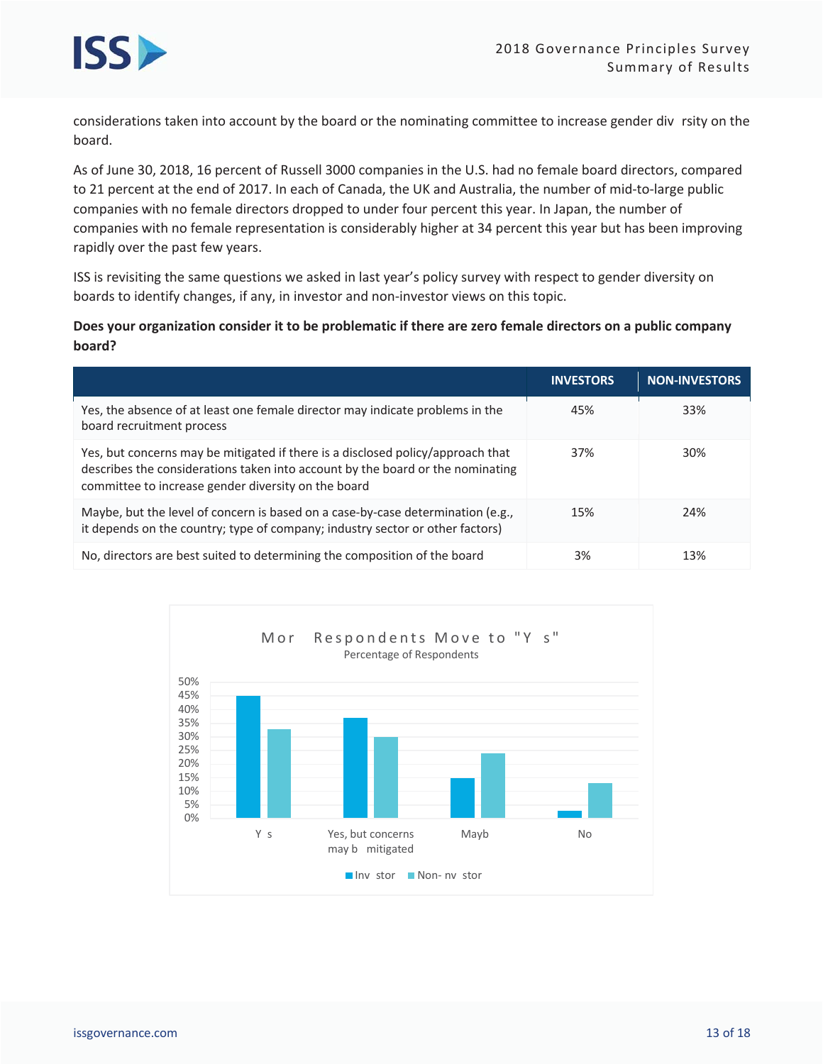considerations taken into account by the board or the nominating committee to increase gender div rsity on the board.

As of June 30, 2018, 16 percent of Russell 3000 companies in the U.S. had no female board directors, compared to 21 percent at the end of 2017. In each of Canada, the UK and Australia, the number of mid-to-large public companies with no female directors dropped to under four percent this year. In Japan, the number of companies with no female representation is considerably higher at 34 percent this year but has been improving rapidly over the past few years.

ISS is revisiting the same questions we asked in last year's policy survey with respect to gender diversity on boards to identify changes, if any, in investor and non-investor views on this topic.

**Does your organization consider it to be problematic if there are zero female directors on a public company board?**

| | INVESTORS | NON-INVESTORS |
|---|---|---|
| Yes, the absence of at least one female director may indicate problems in the board recruitment process | 45% | 33% |
| Yes, but concerns may be mitigated if there is a disclosed policy/approach that describes the considerations taken into account by the board or the nominating committee to increase gender diversity on the board | 37% | 30% |
| Maybe, but the level of concern is based on a case-by-case determination (e.g., it depends on the country; type of company; industry sector or other factors) | 15% | 24% |
| No, directors are best suited to determining the composition of the board | 3% | 13% |

Mor Respondents Move to "Y s"
Percentage of Respondents

| | Inv stor | Non- nv stor |
|---|---|---|
| Y s | 45% | 33% |
| Yes, but concerns may b mitigated | 37% | 30% |
| Mayb | 15% | 24% |
| No | 3% | 13% |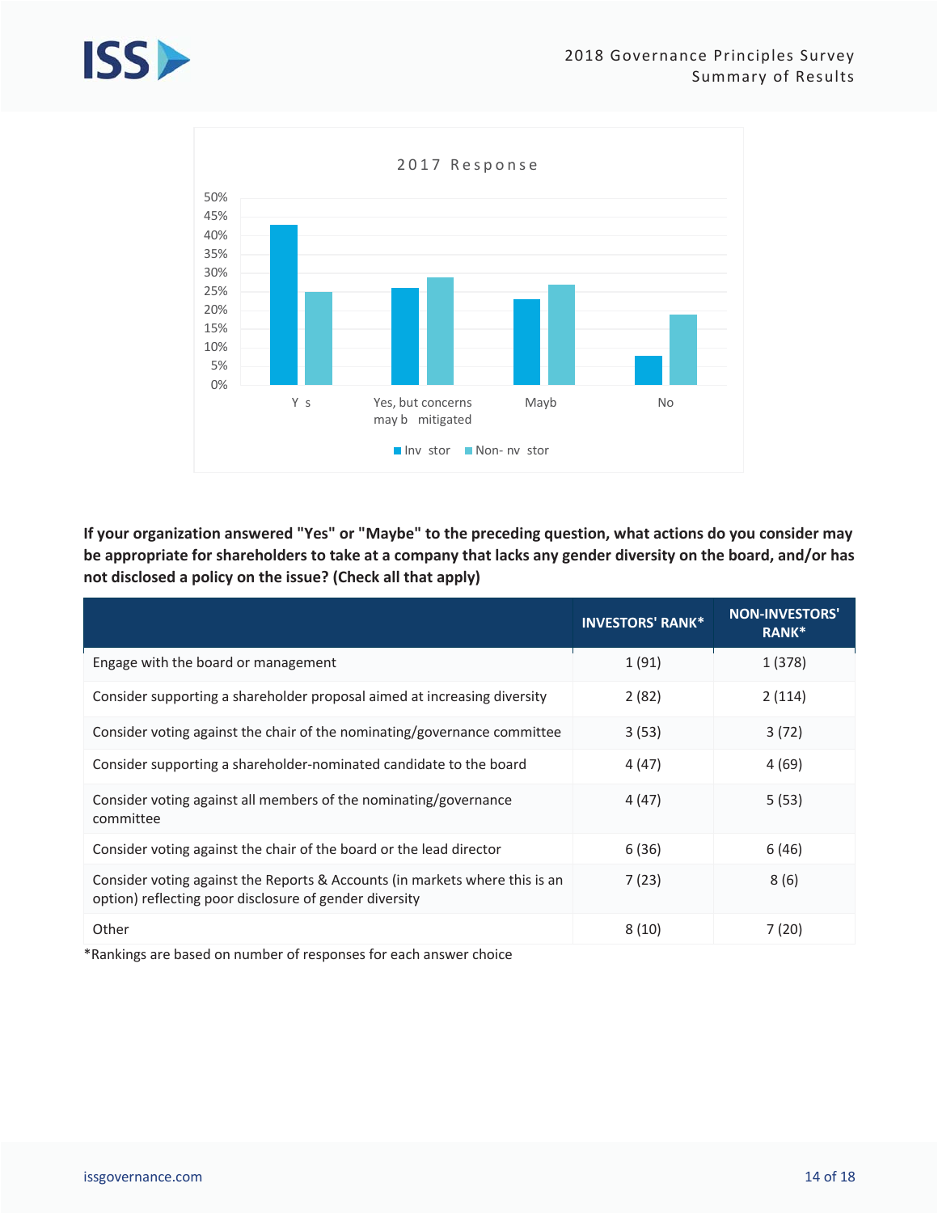2017 Response

| | Investor | Non-Investor |
|---|---|---|
| Yes | ~43% | ~25% |
| Yes, but concerns may be mitigated | ~26% | ~29% |
| Maybe | ~23% | ~27% |
| No | ~8% | ~19% |

**If your organization answered "Yes" or "Maybe" to the preceding question, what actions do you consider may be appropriate for shareholders to take at a company that lacks any gender diversity on the board, and/or has not disclosed a policy on the issue? (Check all that apply)**

| | INVESTORS' RANK* | NON-INVESTORS' RANK* |
|---|---|---|
| Engage with the board or management | 1 (91) | 1 (378) |
| Consider supporting a shareholder proposal aimed at increasing diversity | 2 (82) | 2 (114) |
| Consider voting against the chair of the nominating/governance committee | 3 (53) | 3 (72) |
| Consider supporting a shareholder-nominated candidate to the board | 4 (47) | 4 (69) |
| Consider voting against all members of the nominating/governance committee | 4 (47) | 5 (53) |
| Consider voting against the chair of the board or the lead director | 6 (36) | 6 (46) |
| Consider voting against the Reports & Accounts (in markets where this is an option) reflecting poor disclosure of gender diversity | 7 (23) | 8 (6) |
| Other | 8 (10) | 7 (20) |

*Rankings are based on number of responses for each answer choice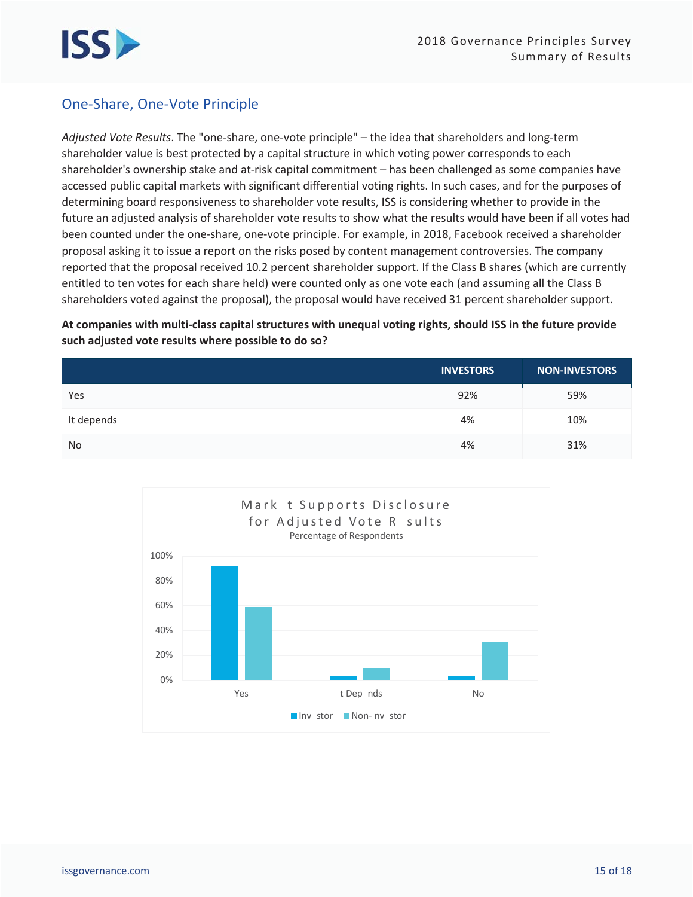## One-Share, One-Vote Principle

*Adjusted Vote Results*. The "one-share, one-vote principle" – the idea that shareholders and long-term shareholder value is best protected by a capital structure in which voting power corresponds to each shareholder's ownership stake and at-risk capital commitment – has been challenged as some companies have accessed public capital markets with significant differential voting rights. In such cases, and for the purposes of determining board responsiveness to shareholder vote results, ISS is considering whether to provide in the future an adjusted analysis of shareholder vote results to show what the results would have been if all votes had been counted under the one-share, one-vote principle. For example, in 2018, Facebook received a shareholder proposal asking it to issue a report on the risks posed by content management controversies. The company reported that the proposal received 10.2 percent shareholder support. If the Class B shares (which are currently entitled to ten votes for each share held) were counted only as one vote each (and assuming all the Class B shareholders voted against the proposal), the proposal would have received 31 percent shareholder support.

**At companies with multi-class capital structures with unequal voting rights, should ISS in the future provide such adjusted vote results where possible to do so?**

| | INVESTORS | NON-INVESTORS |
|---|---|---|
| Yes | 92% | 59% |
| It depends | 4% | 10% |
| No | 4% | 31% |

Market Supports Disclosure for Adjusted Vote Results

Percentage of Respondents

| | Investor | Non-Investor |
|---|---|---|
| Yes | 92% | 59% |
| It Depends | 4% | 10% |
| No | 4% | 31% |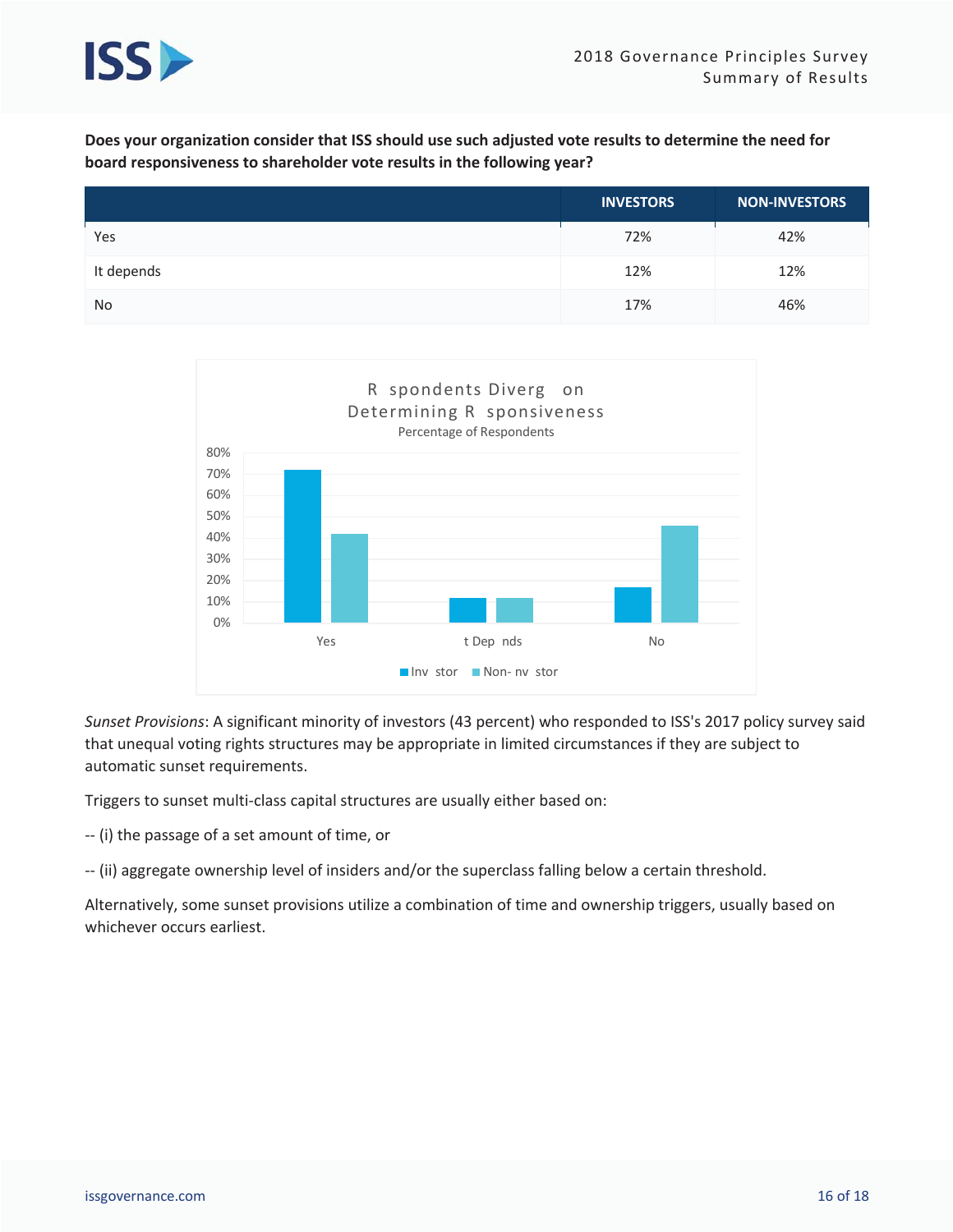**Does your organization consider that ISS should use such adjusted vote results to determine the need for board responsiveness to shareholder vote results in the following year?**

| | INVESTORS | NON-INVESTORS |
|---|---|---|
| Yes | 72% | 42% |
| It depends | 12% | 12% |
| No | 17% | 46% |

R spondents Diverg on
Determining R sponsiveness
Percentage of Respondents

| | Inv stor | Non- nv stor |
|---|---|---|
| Yes | 72% | 42% |
| t Dep nds | 12% | 12% |
| No | 17% | 46% |

*Sunset Provisions*: A significant minority of investors (43 percent) who responded to ISS's 2017 policy survey said that unequal voting rights structures may be appropriate in limited circumstances if they are subject to automatic sunset requirements.

Triggers to sunset multi-class capital structures are usually either based on:

-- (i) the passage of a set amount of time, or

-- (ii) aggregate ownership level of insiders and/or the superclass falling below a certain threshold.

Alternatively, some sunset provisions utilize a combination of time and ownership triggers, usually based on whichever occurs earliest.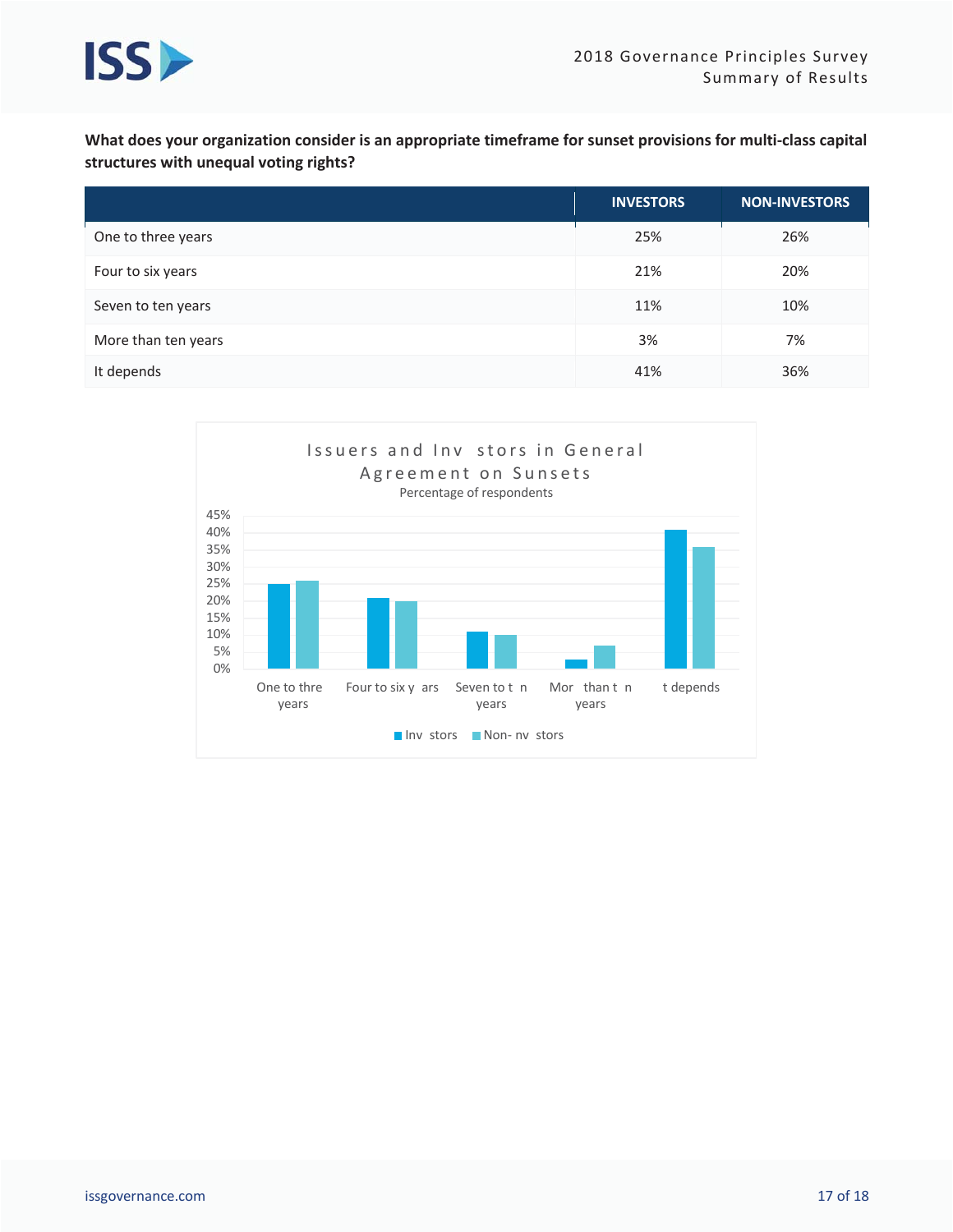**What does your organization consider is an appropriate timeframe for sunset provisions for multi-class capital structures with unequal voting rights?**

| | INVESTORS | NON-INVESTORS |
|---|---|---|
| One to three years | 25% | 26% |
| Four to six years | 21% | 20% |
| Seven to ten years | 11% | 10% |
| More than ten years | 3% | 7% |
| It depends | 41% | 36% |

Issuers and Inv stors in General Agreement on Sunsets

Percentage of respondents

| | Inv stors | Non- nv stors |
|---|---|---|
| One to thre years | 25% | 26% |
| Four to six y ars | 21% | 20% |
| Seven to t n years | 11% | 10% |
| Mor than t n years | 3% | 7% |
| t depends | 41% | 36% |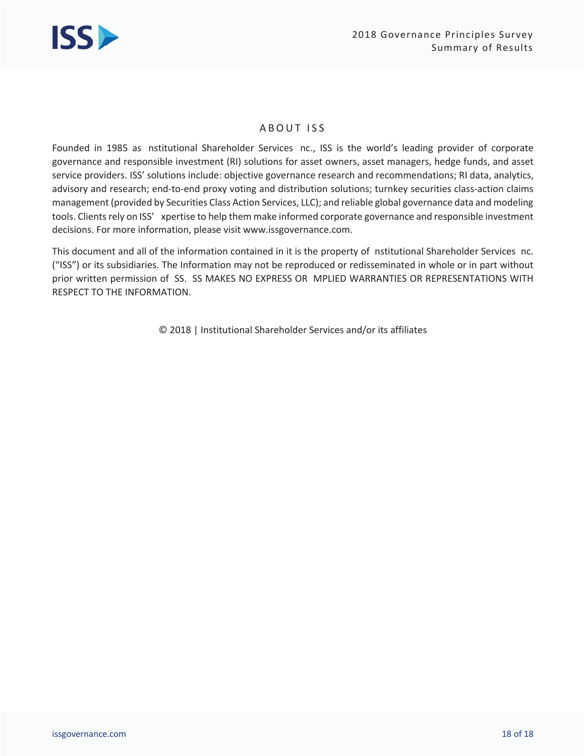## ABOUT ISS

Founded in 1985 as  nstitutional Shareholder Services  nc., ISS is the world's leading provider of corporate governance and responsible investment (RI) solutions for asset owners, asset managers, hedge funds, and asset service providers. ISS' solutions include: objective governance research and recommendations; RI data, analytics, advisory and research; end-to-end proxy voting and distribution solutions; turnkey securities class-action claims management (provided by Securities Class Action Services, LLC); and reliable global governance data and modeling tools. Clients rely on ISS'  xpertise to help them make informed corporate governance and responsible investment decisions. For more information, please visit www.issgovernance.com.

This document and all of the information contained in it is the property of  nstitutional Shareholder Services  nc. ("ISS") or its subsidiaries. The Information may not be reproduced or redisseminated in whole or in part without prior written permission of  SS.  SS MAKES NO EXPRESS OR  MPLIED WARRANTIES OR REPRESENTATIONS WITH RESPECT TO THE INFORMATION.

© 2018 | Institutional Shareholder Services and/or its affiliates